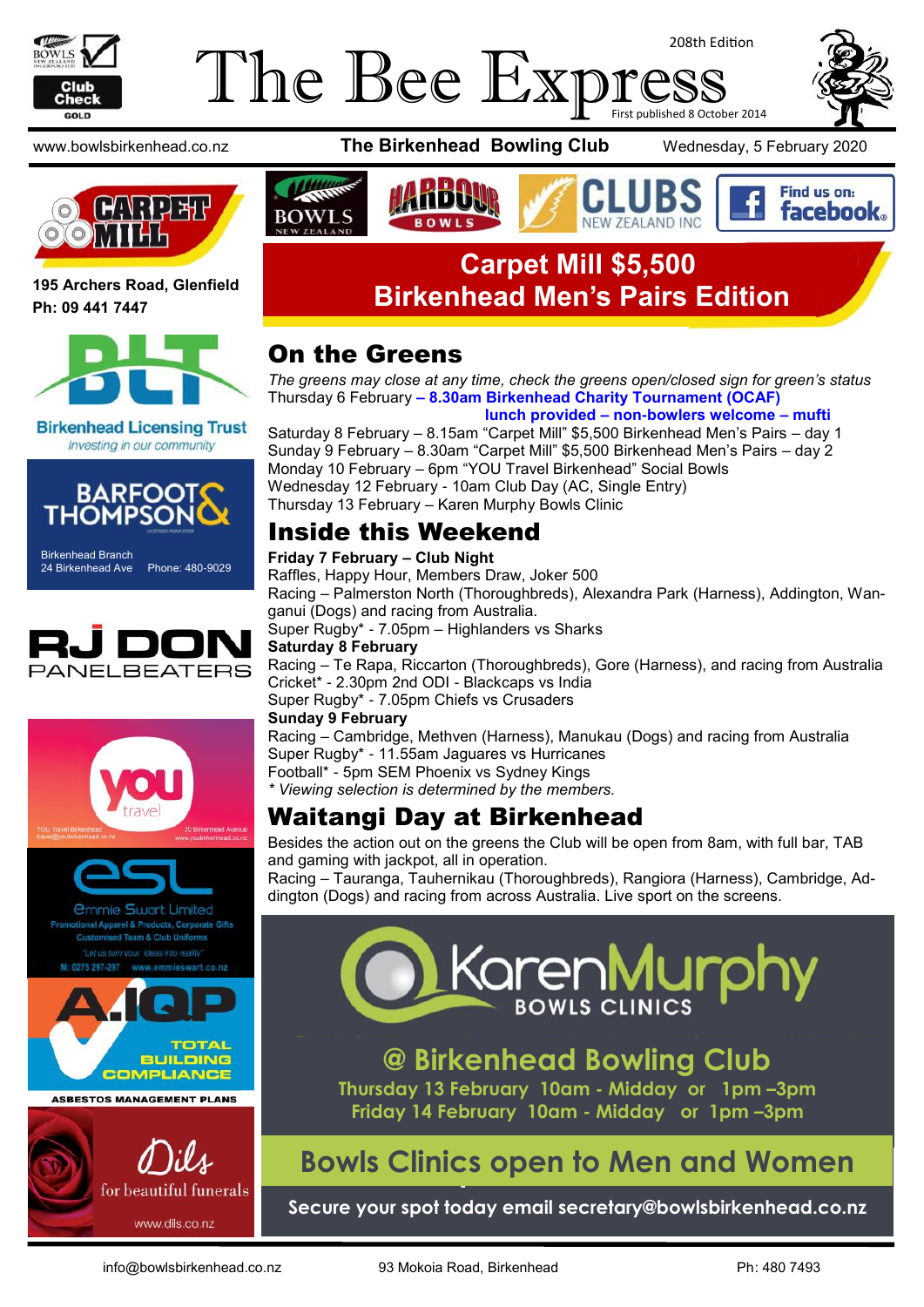# The Bee Express

208th Edition

First published 8 October 2014

www.bowlsbirkenhead.co.nz | **The Birkenhead Bowling Club** | Wednesday, 5 February 2020

## Carpet Mill $5,500 Birkenhead Men's Pairs Edition

## On the Greens

*The greens may close at any time, check the greens open/closed sign for green's status*

Thursday 6 February – **8.30am Birkenhead Charity Tournament (OCAF) lunch provided – non-bowlers welcome – mufti**

Saturday 8 February – 8.15am "Carpet Mill" $5,500 Birkenhead Men's Pairs – day 1

Sunday 9 February – 8.30am "Carpet Mill" $5,500 Birkenhead Men's Pairs – day 2

Monday 10 February – 6pm "YOU Travel Birkenhead" Social Bowls

Wednesday 12 February - 10am Club Day (AC, Single Entry)

Thursday 13 February – Karen Murphy Bowls Clinic

## Inside this Weekend

**Friday 7 February – Club Night**

Raffles, Happy Hour, Members Draw, Joker 500

Racing – Palmerston North (Thoroughbreds), Alexandra Park (Harness), Addington, Wanganui (Dogs) and racing from Australia.

Super Rugby* - 7.05pm – Highlanders vs Sharks

**Saturday 8 February**

Racing – Te Rapa, Riccarton (Thoroughbreds), Gore (Harness), and racing from Australia

Cricket* - 2.30pm 2nd ODI - Blackcaps vs India

Super Rugby* - 7.05pm Chiefs vs Crusaders

**Sunday 9 February**

Racing – Cambridge, Methven (Harness), Manukau (Dogs) and racing from Australia

Super Rugby* - 11.55am Jaguares vs Hurricanes

Football* - 5pm SEM Phoenix vs Sydney Kings

*\* Viewing selection is determined by the members.*

## Waitangi Day at Birkenhead

Besides the action out on the greens the Club will be open from 8am, with full bar, TAB and gaming with jackpot, all in operation.

Racing – Tauranga, Tauherenikau (Thoroughbreds), Rangiora (Harness), Cambridge, Addington (Dogs) and racing from across Australia. Live sport on the screens.

**KarenMurphy BOWLS CLINICS**

**@ Birkenhead Bowling Club**

**Thursday 13 February 10am - Midday or 1pm –3pm**

**Friday 14 February 10am - Midday or 1pm –3pm**

**Bowls Clinics open to Men and Women**

**Secure your spot today email secretary@bowlsbirkenhead.co.nz**

**CARPET MILL**

**195 Archers Road, Glenfield**
**Ph: 09 441 7447**

Birkenhead Licensing Trust — *Investing in our community*

BARFOOT & THOMPSON — Birkenhead Branch, 24 Birkenhead Ave, Phone: 480-9029

RJ DON PANELBEATERS

you travel — YOU Travel Birkenhead, travel@youbirkenhead.co.nz, 20 Birkenhead Avenue, www.youbirkenhead.co.nz

esl — Emmie Swart Limited — Promotional Apparel & Products, Corporate Gifts, Customised Team & Club Uniforms — "Let us turn your ideas into reality" — M: 0275 297-297 www.emmieswart.co.nz

A.IQP — TOTAL BUILDING COMPLIANCE — ASBESTOS MANAGEMENT PLANS

Dils — for beautiful funerals — www.dils.co.nz

info@bowlsbirkenhead.co.nz | 93 Mokoia Road, Birkenhead | Ph: 480 7493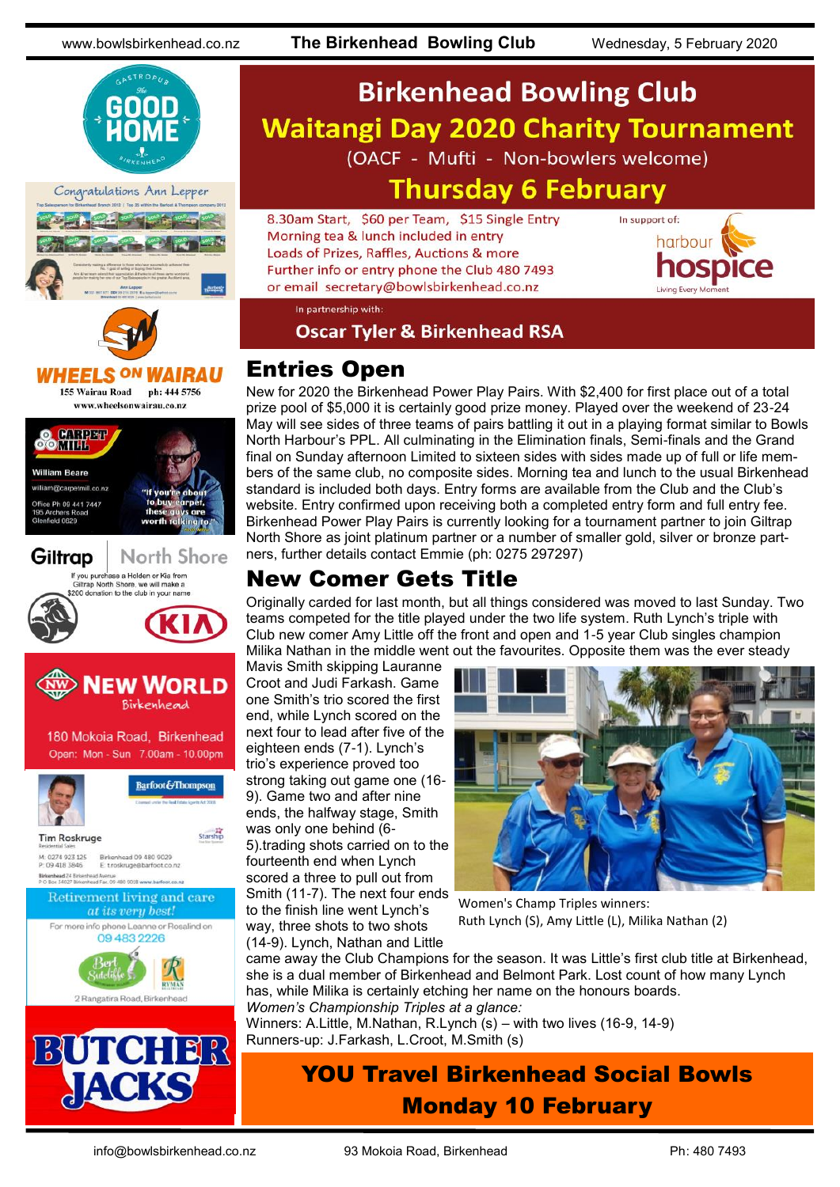# Birkenhead Bowling Club

## Waitangi Day 2020 Charity Tournament

(OACF - Mufti - Non-bowlers welcome)

## Thursday 6 February

8.30am Start, $60 per Team, $15 Single Entry
Morning tea & lunch included in entry
Loads of Prizes, Raffles, Auctions & more
Further info or entry phone the Club 480 7493
or email secretary@bowlsbirkenhead.co.nz

In support of: harbour hospice — Living Every Moment

In partnership with:

**Oscar Tyler & Birkenhead RSA**

## Entries Open

New for 2020 the Birkenhead Power Play Pairs. With $2,400 for first place out of a total prize pool of $5,000 it is certainly good prize money. Played over the weekend of 23-24 May will see sides of three teams of pairs battling it out in a playing format similar to Bowls North Harbour's PPL. All culminating in the Elimination finals, Semi-finals and the Grand final on Sunday afternoon Limited to sixteen sides with sides made up of full or life members of the same club, no composite sides. Morning tea and lunch to the usual Birkenhead standard is included both days. Entry forms are available from the Club and the Club's website. Entry confirmed upon receiving both a completed entry form and full entry fee. Birkenhead Power Play Pairs is currently looking for a tournament partner to join Giltrap North Shore as joint platinum partner or a number of smaller gold, silver or bronze partners, further details contact Emmie (ph: 0275 297297)

## New Comer Gets Title

Originally carded for last month, but all things considered was moved to last Sunday. Two teams competed for the title played under the two life system. Ruth Lynch's triple with Club new comer Amy Little off the front and open and 1-5 year Club singles champion Milika Nathan in the middle went out the favourites. Opposite them was the ever steady Mavis Smith skipping Lauranne Croot and Judi Farkash. Game one Smith's trio scored the first end, while Lynch scored on the next four to lead after five of the eighteen ends (7-1). Lynch's trio's experience proved too strong taking out game one (16-9). Game two and after nine ends, the halfway stage, Smith was only one behind (6-5).trading shots carried on to the fourteenth end when Lynch scored a three to pull out from Smith (11-7). The next four ends to the finish line went Lynch's way, three shots to two shots (14-9). Lynch, Nathan and Little came away the Club Champions for the season. It was Little's first club title at Birkenhead, she is a dual member of Birkenhead and Belmont Park. Lost count of how many Lynch has, while Milika is certainly etching her name on the honours boards.

Women's Champ Triples winners: Ruth Lynch (S), Amy Little (L), Milika Nathan (2)

*Women's Championship Triples at a glance:*
Winners: A.Little, M.Nathan, R.Lynch (s) – with two lives (16-9, 14-9)
Runners-up: J.Farkash, L.Croot, M.Smith (s)

## YOU Travel Birkenhead Social Bowls
## Monday 10 February

---

GASTROPUB The GOOD HOME BIRKENHEAD

Congratulations Ann Lepper

WHEELS ON WAIRAU — 155 Wairau Road ph: 444 5756 — www.wheelsonwairau.co.nz

CARPET MILL — William Beare — william@carpetmill.co.nz — Office Ph 09 441 7447 — 195 Archers Road Glenfield 0629 — "If you're about to buy carpet, these guys are worth talking to"

Giltrap North Shore — If you purchase a Holden or Kia from Giltrap North Shore, we will make a $200 donation to the club in your name

NEW WORLD Birkenhead — 180 Mokoia Road, Birkenhead — Open: Mon - Sun 7.00am - 10.00pm

Barfoot & Thompson — Tim Roskruge, Residential Sales — M: 0274 923 125 — P: 09 418 3846 — Birkenhead 09 480 9029 — E: troskruge@barfoot.co.nz

Retirement living and care at its very best! — For more info phone Leanne or Rosalind on 09 483 2226 — Bert Sutcliffe — RYMAN — 2 Rangatira Road, Birkenhead

BUTCHER JACKS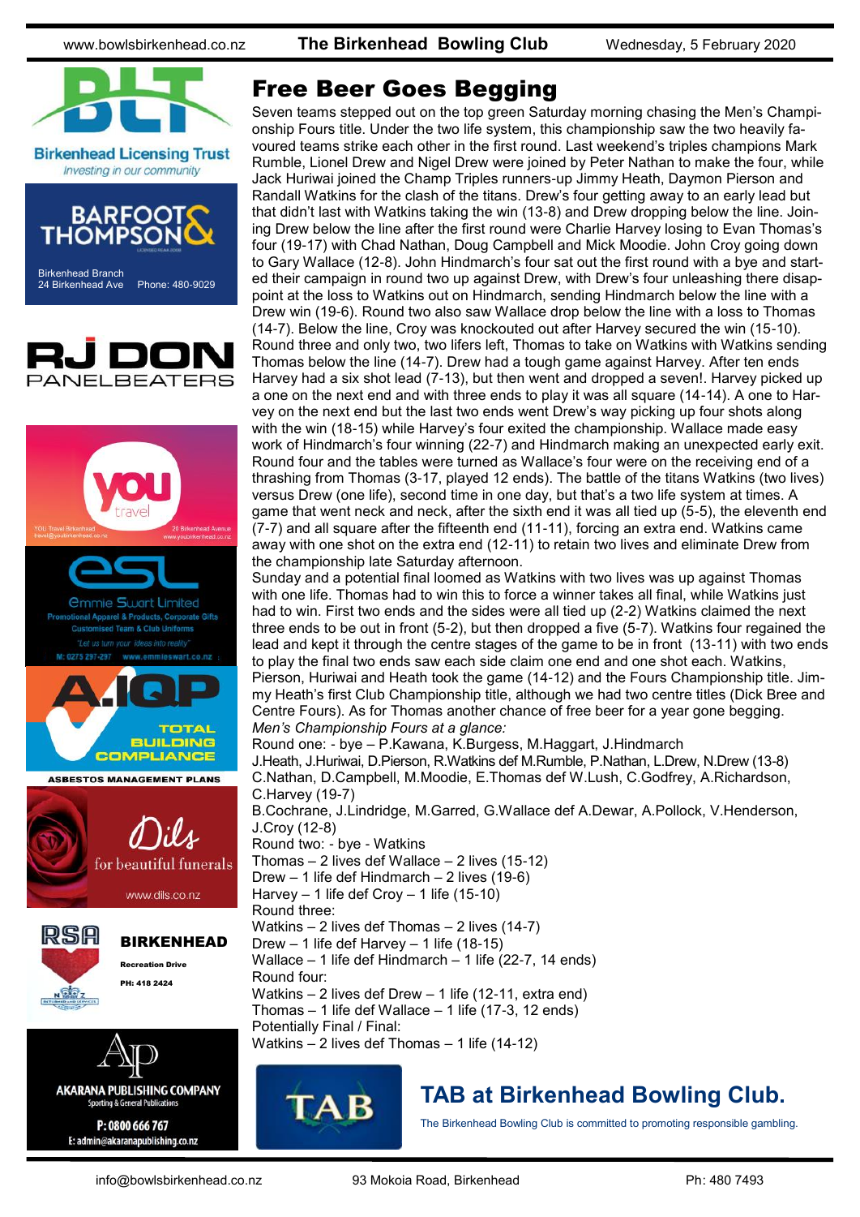# Free Beer Goes Begging

Seven teams stepped out on the top green Saturday morning chasing the Men's Championship Fours title. Under the two life system, this championship saw the two heavily favoured teams strike each other in the first round. Last weekend's triples champions Mark Rumble, Lionel Drew and Nigel Drew were joined by Peter Nathan to make the four, while Jack Huriwai joined the Champ Triples runners-up Jimmy Heath, Daymon Pierson and Randall Watkins for the clash of the titans. Drew's four getting away to an early lead but that didn't last with Watkins taking the win (13-8) and Drew dropping below the line. Joining Drew below the line after the first round were Charlie Harvey losing to Evan Thomas's four (19-17) with Chad Nathan, Doug Campbell and Mick Moodie. John Croy going down to Gary Wallace (12-8). John Hindmarch's four sat out the first round with a bye and started their campaign in round two up against Drew, with Drew's four unleashing there disappoint at the loss to Watkins out on Hindmarch, sending Hindmarch below the line with a Drew win (19-6). Round two also saw Wallace drop below the line with a loss to Thomas (14-7). Below the line, Croy was knockouted out after Harvey secured the win (15-10). Round three and only two, two lifers left, Thomas to take on Watkins with Watkins sending Thomas below the line (14-7). Drew had a tough game against Harvey. After ten ends Harvey had a six shot lead (7-13), but then went and dropped a seven!. Harvey picked up a one on the next end and with three ends to play it was all square (14-14). A one to Harvey on the next end but the last two ends went Drew's way picking up four shots along with the win (18-15) while Harvey's four exited the championship. Wallace made easy work of Hindmarch's four winning (22-7) and Hindmarch making an unexpected early exit. Round four and the tables were turned as Wallace's four were on the receiving end of a thrashing from Thomas (3-17, played 12 ends). The battle of the titans Watkins (two lives) versus Drew (one life), second time in one day, but that's a two life system at times. A game that went neck and neck, after the sixth end it was all tied up (5-5), the eleventh end (7-7) and all square after the fifteenth end (11-11), forcing an extra end. Watkins came away with one shot on the extra end (12-11) to retain two lives and eliminate Drew from the championship late Saturday afternoon.

Sunday and a potential final loomed as Watkins with two lives was up against Thomas with one life. Thomas had to win this to force a winner takes all final, while Watkins just had to win. First two ends and the sides were all tied up (2-2) Watkins claimed the next three ends to be out in front (5-2), but then dropped a five (5-7). Watkins four regained the lead and kept it through the centre stages of the game to be in front (13-11) with two ends to play the final two ends saw each side claim one end and one shot each. Watkins, Pierson, Huriwai and Heath took the game (14-12) and the Fours Championship title. Jimmy Heath's first Club Championship title, although we had two centre titles (Dick Bree and Centre Fours). As for Thomas another chance of free beer for a year gone begging.

*Men's Championship Fours at a glance:*

Round one: - bye – P.Kawana, K.Burgess, M.Haggart, J.Hindmarch
J.Heath, J.Huriwai, D.Pierson, R.Watkins def M.Rumble, P.Nathan, L.Drew, N.Drew (13-8)
C.Nathan, D.Campbell, M.Moodie, E.Thomas def W.Lush, C.Godfrey, A.Richardson, C.Harvey (19-7)
B.Cochrane, J.Lindridge, M.Garred, G.Wallace def A.Dewar, A.Pollock, V.Henderson, J.Croy (12-8)

Round two: - bye - Watkins
Thomas – 2 lives def Wallace – 2 lives (15-12)
Drew – 1 life def Hindmarch – 2 lives (19-6)
Harvey – 1 life def Croy – 1 life (15-10)

Round three:
Watkins – 2 lives def Thomas – 2 lives (14-7)
Drew – 1 life def Harvey – 1 life (18-15)
Wallace – 1 life def Hindmarch – 1 life (22-7, 14 ends)

Round four:
Watkins – 2 lives def Drew – 1 life (12-11, extra end)
Thomas – 1 life def Wallace – 1 life (17-3, 12 ends)

Potentially Final / Final:
Watkins – 2 lives def Thomas – 1 life (14-12)

## TAB at Birkenhead Bowling Club.

The Birkenhead Bowling Club is committed to promoting responsible gambling.

Birkenhead Licensing Trust
Investing in our community

BARFOOT & THOMPSON
Birkenhead Branch
24 Birkenhead Ave Phone: 480-9029

RJ DON PANELBEATERS

YOU travel
YOU Travel Birkenhead
travel@youbirkenhead.co.nz
20 Birkenhead Avenue
www.youbirkenhead.co.nz

esl
Emmie Swart Limited
Promotional Apparel & Products, Corporate Gifts
Customised Team & Club Uniforms
"Let us turn your ideas into reality"
M: 0275 297-297 www.emmieswart.co.nz

A.IQP
TOTAL BUILDING COMPLIANCE
ASBESTOS MANAGEMENT PLANS

Dils
for beautiful funerals
www.dils.co.nz

RSA BIRKENHEAD
Recreation Drive
PH: 418 2424

AKARANA PUBLISHING COMPANY
Sporting & General Publications
P: 0800 666 767
E: admin@akaranapublishing.co.nz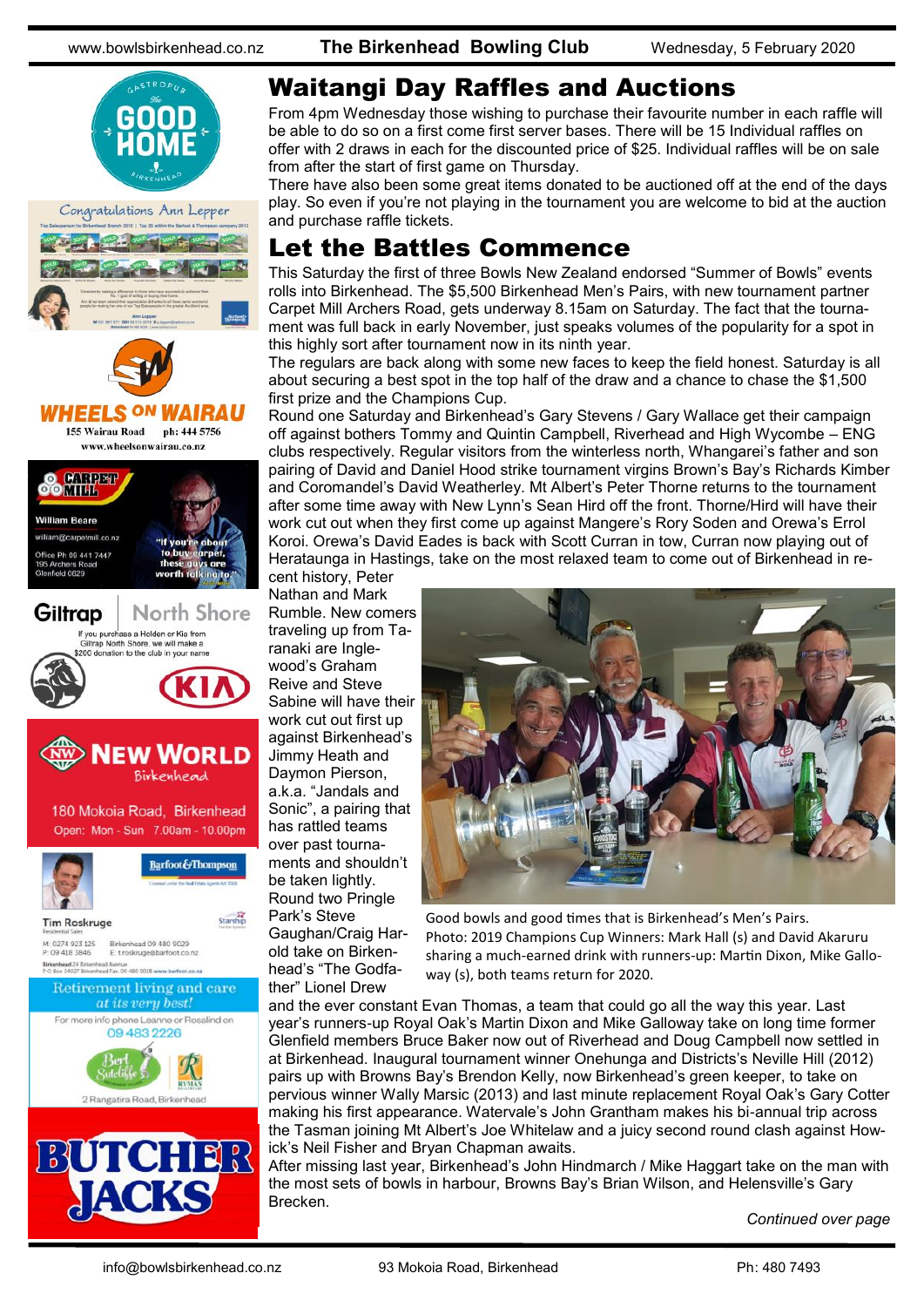# Waitangi Day Raffles and Auctions

From 4pm Wednesday those wishing to purchase their favourite number in each raffle will be able to do so on a first come first server bases. There will be 15 Individual raffles on offer with 2 draws in each for the discounted price of $25. Individual raffles will be on sale from after the start of first game on Thursday.

There have also been some great items donated to be auctioned off at the end of the days play. So even if you're not playing in the tournament you are welcome to bid at the auction and purchase raffle tickets.

# Let the Battles Commence

This Saturday the first of three Bowls New Zealand endorsed "Summer of Bowls" events rolls into Birkenhead. The $5,500 Birkenhead Men's Pairs, with new tournament partner Carpet Mill Archers Road, gets underway 8.15am on Saturday. The fact that the tournament was full back in early November, just speaks volumes of the popularity for a spot in this highly sort after tournament now in its ninth year.

The regulars are back along with some new faces to keep the field honest. Saturday is all about securing a best spot in the top half of the draw and a chance to chase the $1,500 first prize and the Champions Cup.

Round one Saturday and Birkenhead's Gary Stevens / Gary Wallace get their campaign off against bothers Tommy and Quintin Campbell, Riverhead and High Wycombe – ENG clubs respectively. Regular visitors from the winterless north, Whangarei's father and son pairing of David and Daniel Hood strike tournament virgins Brown's Bay's Richards Kimber and Coromandel's David Weatherley. Mt Albert's Peter Thorne returns to the tournament after some time away with New Lynn's Sean Hird off the front. Thorne/Hird will have their work cut out when they first come up against Mangere's Rory Soden and Orewa's Errol Koroi. Orewa's David Eades is back with Scott Curran in tow, Curran now playing out of Heretaunga in Hastings, take on the most relaxed team to come out of Birkenhead in recent history, Peter Nathan and Mark Rumble. New comers traveling up from Taranaki are Inglewood's Graham Reive and Steve Sabine will have their work cut out first up against Birkenhead's Jimmy Heath and Daymon Pierson, a.k.a. "Jandals and Sonic", a pairing that has rattled teams over past tournaments and shouldn't be taken lightly. Round two Pringle Park's Steve Gaughan/Craig Harold take on Birkenhead's "The Godfather" Lionel Drew and the ever constant Evan Thomas, a team that could go all the way this year. Last year's runners-up Royal Oak's Martin Dixon and Mike Galloway take on long time former Glenfield members Bruce Baker now out of Riverhead and Doug Campbell now settled in at Birkenhead. Inaugural tournament winner Onehunga and Districts's Neville Hill (2012) pairs up with Browns Bay's Brendon Kelly, now Birkenhead's green keeper, to take on pervious winner Wally Marsic (2013) and last minute replacement Royal Oak's Gary Cotter making his first appearance. Watervale's John Grantham makes his bi-annual trip across the Tasman joining Mt Albert's Joe Whitelaw and a juicy second round clash against Howick's Neil Fisher and Bryan Chapman awaits.

After missing last year, Birkenhead's John Hindmarch / Mike Haggart take on the man with the most sets of bowls in harbour, Browns Bay's Brian Wilson, and Helensville's Gary Brecken.

Good bowls and good times that is Birkenhead's Men's Pairs. Photo: 2019 Champions Cup Winners: Mark Hall (s) and David Akaruru sharing a much-earned drink with runners-up: Martin Dixon, Mike Galloway (s), both teams return for 2020.

*Continued over page*

Congratulations Ann Lepper

WHEELS ON WAIRAU
155 Wairau Road ph: 444 5756
www.wheelsonwairau.co.nz

CARPET MILL
William Beare
william@carpetmill.co.nz
Office Ph 09 441 7447
195 Archers Road
Glenfield 0629
"If you're about to buy carpet, these guys are worth talking to."

Giltrap North Shore
If you purchase a Holden or Kia from Giltrap North Shore, we will make a $200 donation to the club in your name

NEW WORLD Birkenhead
180 Mokoia Road, Birkenhead
Open: Mon - Sun 7.00am - 10.00pm

Barfoot&Thompson
Tim Roskruge
Residential Sales
M: 0274 923 125 Birkenhead 09 480 9029
P: 09 418 3846 E: t.roskruge@barfoot.co.nz

Retirement living and care at its very best!
For more info phone Leanne or Rosalind on 09 483 2226
Bert Sutcliffe
2 Rangatira Road, Birkenhead

BUTCHER JACKS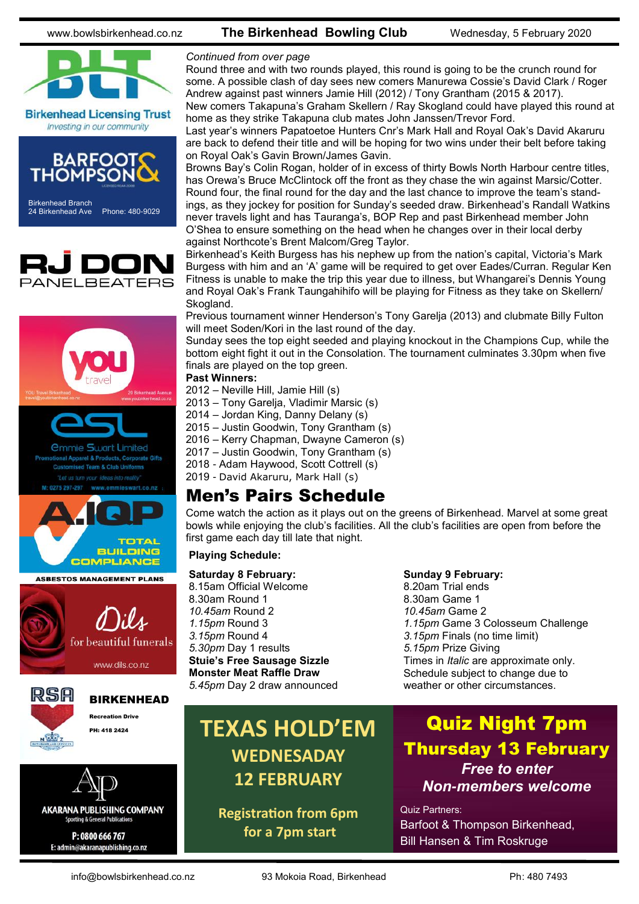*Continued from over page*

Round three and with two rounds played, this round is going to be the crunch round for some. A possible clash of day sees new comers Manurewa Cossie's David Clark / Roger Andrew against past winners Jamie Hill (2012) / Tony Grantham (2015 & 2017).

New comers Takapuna's Graham Skellern / Ray Skogland could have played this round at home as they strike Takapuna club mates John Janssen/Trevor Ford.

Last year's winners Papatoetoe Hunters Cnr's Mark Hall and Royal Oak's David Akaruru are back to defend their title and will be hoping for two wins under their belt before taking on Royal Oak's Gavin Brown/James Gavin.

Browns Bay's Colin Rogan, holder of in excess of thirty Bowls North Harbour centre titles, has Orewa's Bruce McClintock off the front as they chase the win against Marsic/Cotter.

Round four, the final round for the day and the last chance to improve the team's standings, as they jockey for position for Sunday's seeded draw. Birkenhead's Randall Watkins never travels light and has Tauranga's, BOP Rep and past Birkenhead member John O'Shea to ensure something on the head when he changes over in their local derby against Northcote's Brent Malcom/Greg Taylor.

Birkenhead's Keith Burgess has his nephew up from the nation's capital, Victoria's Mark Burgess with him and an 'A' game will be required to get over Eades/Curran. Regular Ken Fitness is unable to make the trip this year due to illness, but Whangarei's Dennis Young and Royal Oak's Frank Taungahihifo will be playing for Fitness as they take on Skellern/ Skogland.

Previous tournament winner Henderson's Tony Garelja (2013) and clubmate Billy Fulton will meet Soden/Kori in the last round of the day.

Sunday sees the top eight seeded and playing knockout in the Champions Cup, while the bottom eight fight it out in the Consolation. The tournament culminates 3.30pm when five finals are played on the top green.

**Past Winners:**

2012 – Neville Hill, Jamie Hill (s)
2013 – Tony Garelja, Vladimir Marsic (s)
2014 – Jordan King, Danny Delany (s)
2015 – Justin Goodwin, Tony Grantham (s)
2016 – Kerry Chapman, Dwayne Cameron (s)
2017 – Justin Goodwin, Tony Grantham (s)
2018 - Adam Haywood, Scott Cottrell (s)
2019 - David Akaruru, Mark Hall (s)

# Men's Pairs Schedule

Come watch the action as it plays out on the greens of Birkenhead. Marvel at some great bowls while enjoying the club's facilities. All the club's facilities are open from before the first game each day till late that night.

**Playing Schedule:**

**Saturday 8 February:**
8.15am Official Welcome
8.30am Round 1
*10.45am* Round 2
*1.15pm* Round 3
*3.15pm* Round 4
*5.30pm* Day 1 results
**Stuie's Free Sausage Sizzle**
**Monster Meat Raffle Draw**
*5.45pm* Day 2 draw announced

**Sunday 9 February:**
8.20am Trial ends
8.30am Game 1
*10.45am* Game 2
*1.15pm* Game 3 Colosseum Challenge
*3.15pm* Finals (no time limit)
*5.15pm* Prize Giving
Times in *Italic* are approximate only.
Schedule subject to change due to weather or other circumstances.

**TEXAS HOLD'EM**
**WEDNESADAY 12 FEBRUARY**
**Registration from 6pm for a 7pm start**

**Quiz Night 7pm**
**Thursday 13 February**
***Free to enter***
***Non-members welcome***
Quiz Partners:
Barfoot & Thompson Birkenhead,
Bill Hansen & Tim Roskruge

Birkenhead Licensing Trust
*Investing in our community*

BARFOOT & THOMPSON
Birkenhead Branch
24 Birkenhead Ave Phone: 480-9029

RJ DON PANELBEATERS

YOU travel
YOU Travel Birkenhead travel@youbirkenhead.co.nz
20 Birkenhead Avenue www.youbirkenhead.co.nz

esl
Emmie Swart Limited
Promotional Apparel & Products, Corporate Gifts
Customised Team & Club Uniforms
"Let us turn your ideas into reality"
M: 0275 297-297 www.emmieswart.co.nz

A.IQP
TOTAL BUILDING COMPLIANCE
ASBESTOS MANAGEMENT PLANS

Dils
for beautiful funerals
www.dils.co.nz

RSA
BIRKENHEAD
Recreation Drive
PH: 418 2424

AKARANA PUBLISHING COMPANY
Sporting & General Publications
P: 0800 666 767
E: admin@akaranapublishing.co.nz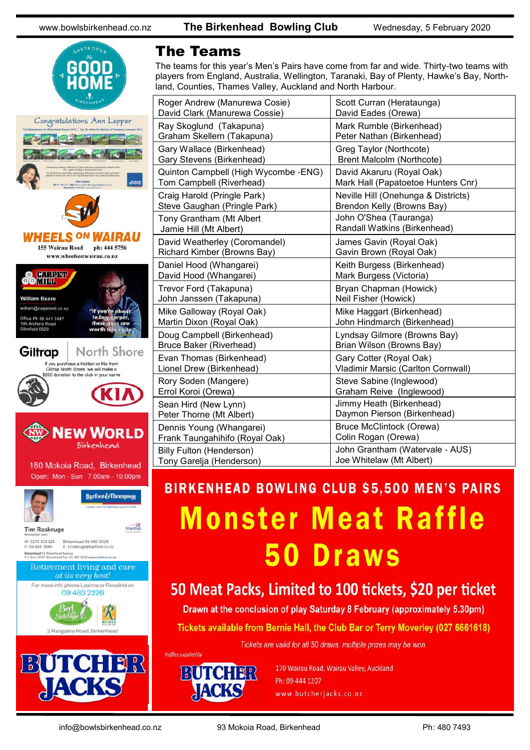# The Teams

The teams for this year's Men's Pairs have come from far and wide. Thirty-two teams with players from England, Australia, Wellington, Taranaki, Bay of Plenty, Hawke's Bay, Northland, Counties, Thames Valley, Auckland and North Harbour.

| | |
|---|---|
| Roger Andrew (Manurewa Cosie)<br>David Clark (Manurewa Cossie) | Scott Curran (Herataunga)<br>David Eades (Orewa) |
| Ray Skoglund (Takapuna)<br>Graham Skellern (Takapuna) | Mark Rumble (Birkenhead)<br>Peter Nathan (Birkenhead) |
| Gary Wallace (Birkenhead)<br>Gary Stevens (Birkenhead) | Greg Taylor (Northcote)<br>Brent Malcolm (Northcote) |
| Quinton Campbell (High Wycombe -ENG)<br>Tom Campbell (Riverhead) | David Akaruru (Royal Oak)<br>Mark Hall (Papatoetoe Hunters Cnr) |
| Craig Harold (Pringle Park)<br>Steve Gaughan (Pringle Park) | Neville Hill (Onehunga & Districts)<br>Brendon Kelly (Browns Bay) |
| Tony Grantham (Mt Albert<br>Jamie Hill (Mt Albert) | John O'Shea (Tauranga)<br>Randall Watkins (Birkenhead) |
| David Weatherley (Coromandel)<br>Richard Kimber (Browns Bay) | James Gavin (Royal Oak)<br>Gavin Brown (Royal Oak) |
| Daniel Hood (Whangarei)<br>David Hood (Whangarei) | Keith Burgess (Birkenhead)<br>Mark Burgess (Victoria) |
| Trevor Ford (Takapuna)<br>John Janssen (Takapuna) | Bryan Chapman (Howick)<br>Neil Fisher (Howick) |
| Mike Galloway (Royal Oak)<br>Martin Dixon (Royal Oak) | Mike Haggart (Birkenhead)<br>John Hindmarch (Birkenhead) |
| Doug Campbell (Birkenhead)<br>Bruce Baker (Riverhead) | Lyndsay Gilmore (Browns Bay)<br>Brian Wilson (Browns Bay) |
| Evan Thomas (Birkenhead)<br>Lionel Drew (Birkenhead) | Gary Cotter (Royal Oak)<br>Vladimir Marsic (Carlton Cornwall) |
| Rory Soden (Mangere)<br>Errol Koroi (Orewa) | Steve Sabine (Inglewood)<br>Graham Reive (Inglewood) |
| Sean Hird (New Lynn)<br>Peter Thorne (Mt Albert) | Jimmy Heath (Birkenhead)<br>Daymon Pierson (Birkenhead) |
| Dennis Young (Whangarei)<br>Frank Taungahihifo (Royal Oak) | Bruce McClintock (Orewa)<br>Colin Rogan (Orewa) |
| Billy Fulton (Henderson)<br>Tony Garelja (Henderson) | John Grantham (Watervale - AUS)<br>Joe Whitelaw (Mt Albert) |

## BIRKENHEAD BOWLING CLUB $5,500 MEN'S PAIRS

# Monster Meat Raffle

# 50 Draws

**50 Meat Packs, Limited to 100 tickets, $20 per ticket**

**Drawn at the conclusion of play Saturday 8 February (approximately 5.30pm)**

**Tickets available from Bernie Hall, the Club Bar or Terry Moverley (027 6661618)**

*Tickets are valid for all 50 draws, multiple prizes may be won.*

*Raffles supplied by*

BUTCHER JACKS

170 Wairau Road, Wairau Valley, Auckland
Ph: 09-444 1207
www.butcherjacks.co.nz

---

GASTROPUB The GOOD HOME BIRKENHEAD

Congratulations Ann Lepper

WHEELS ON WAIRAU
155 Wairau Road ph: 444 5756
www.wheelsonwairau.co.nz

CARPET MILL
William Beare
william@carpetmill.co.nz
Office Ph 09 441 7447
195 Archers Road
Glenfield 0629
"If you're about to buy carpet, these guys are worth talking to"

Giltrap North Shore
If you purchase a Holden or Kia from Giltrap North Shore, we will make a $200 donation to the club in your name

NEW WORLD Birkenhead
180 Mokoia Road, Birkenhead
Open: Mon - Sun 7.00am - 10.00pm

Barfoot&Thompson
Tim Roskruge
Residential Sales
M: 0274 923 125 Birkenhead 09 480 9029
P: 09 418 3846 E: troskruge@barfoot.co.nz

Retirement living and care *at its very best!*
For more info phone Leanne or Rosalind on
09 483 2226
Bert Sutcliffe RYMAN
2 Rangatira Road, Birkenhead

BUTCHER JACKS